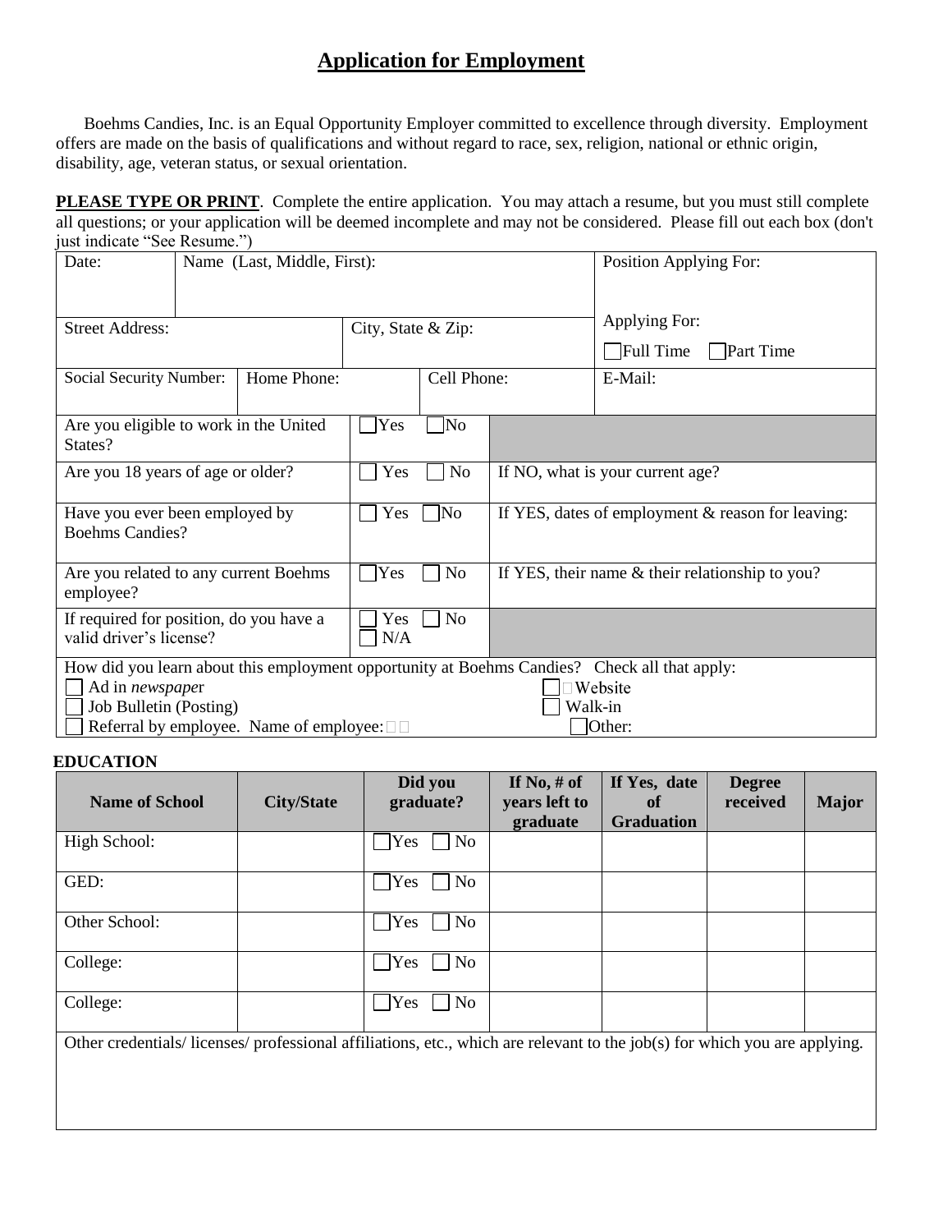# Application for Employment

Boehms Candies, Inc. is an Equal Opportunity Employer committed to excellence through diversity. Employment offers are made on the basis of qualifications and without regard to race, sex, religion, national or ethnic origin, disability, age, veteran status, or sexual orientation.

**PLEASE TYPE OR PRINT**. Complete the entire application. You may attach a resume, but you must still complete all questions; or your application will be deemed incomplete and may not be considered. Please fill out each box (don't just indicate "See Resume.")

| Date: | Name (Last, Middle, First): | | | Position Applying For: |
|---|---|---|---|---|
| Street Address: | | City, State & Zip: | | Applying For: ☐ Full Time ☐ Part Time |
| Social Security Number: | Home Phone: | | Cell Phone: | E-Mail: |

| | | |
|---|---|---|
| Are you eligible to work in the United States? | ☐ Yes ☐ No | |
| Are you 18 years of age or older? | ☐ Yes ☐ No | If NO, what is your current age? |
| Have you ever been employed by Boehms Candies? | ☐ Yes ☐ No | If YES, dates of employment & reason for leaving: |
| Are you related to any current Boehms employee? | ☐ Yes ☐ No | If YES, their name & their relationship to you? |
| If required for position, do you have a valid driver's license? | ☐ Yes ☐ No ☐ N/A | |

How did you learn about this employment opportunity at Boehms Candies? Check all that apply:

- ☐ Ad in *newspaper*
- ☐ Job Bulletin (Posting)
- ☐ Referral by employee. Name of employee:
- ☐ Website
- ☐ Walk-in
- ☐ Other:

**EDUCATION**

| Name of School | City/State | Did you graduate? | If No, # of years left to graduate | If Yes, date of Graduation | Degree received | Major |
|---|---|---|---|---|---|---|
| High School: | | ☐ Yes ☐ No | | | | |
| GED: | | ☐ Yes ☐ No | | | | |
| Other School: | | ☐ Yes ☐ No | | | | |
| College: | | ☐ Yes ☐ No | | | | |
| College: | | ☐ Yes ☐ No | | | | |

Other credentials/ licenses/ professional affiliations, etc., which are relevant to the job(s) for which you are applying.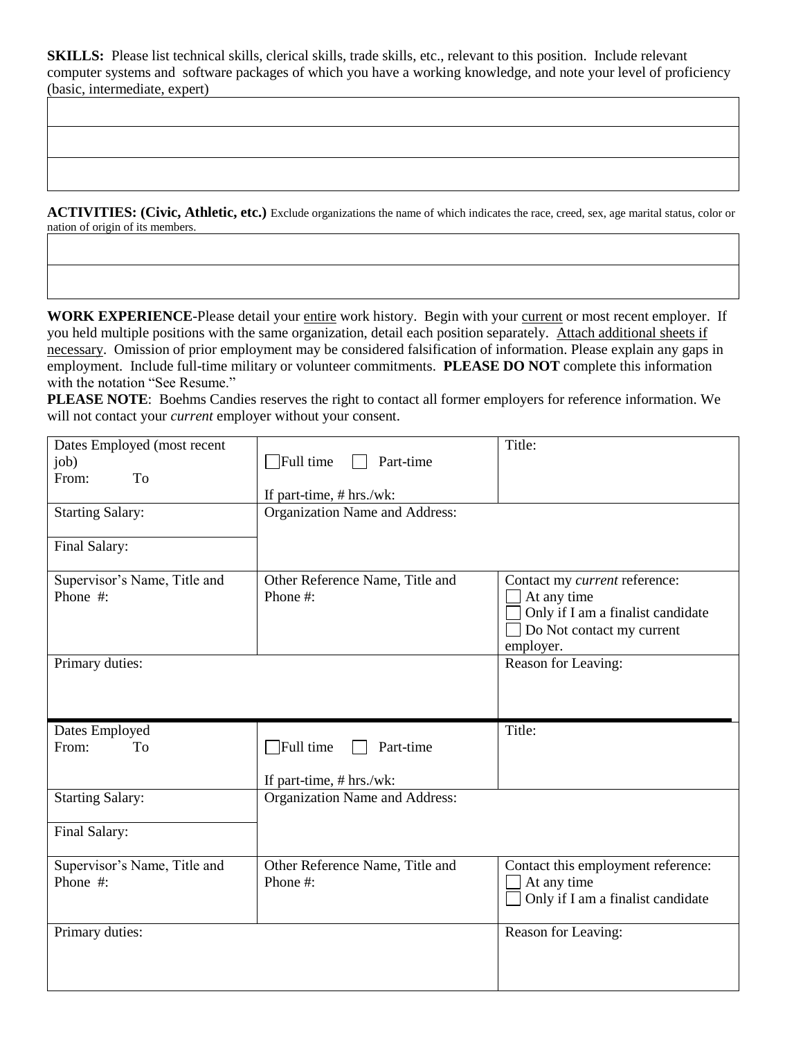**SKILLS:** Please list technical skills, clerical skills, trade skills, etc., relevant to this position. Include relevant computer systems and software packages of which you have a working knowledge, and note your level of proficiency (basic, intermediate, expert)

| |
|---|
| |
| |
| |

**ACTIVITIES: (Civic, Athletic, etc.)** Exclude organizations the name of which indicates the race, creed, sex, age marital status, color or nation of origin of its members.

| |
|---|
| |
| |

**WORK EXPERIENCE**-Please detail your <u>entire</u> work history. Begin with your <u>current</u> or most recent employer. If you held multiple positions with the same organization, detail each position separately. <u>Attach additional sheets if necessary</u>. Omission of prior employment may be considered falsification of information. Please explain any gaps in employment. Include full-time military or volunteer commitments. **PLEASE DO NOT** complete this information with the notation "See Resume."

**PLEASE NOTE**: Boehms Candies reserves the right to contact all former employers for reference information. We will not contact your *current* employer without your consent.

| Dates Employed (most recent job)<br>From: To | ☐ Full time ☐ Part-time<br><br>If part-time, # hrs./wk: | Title: |
|---|---|---|
| Starting Salary:<br><br>Final Salary: | Organization Name and Address: | |
| Supervisor's Name, Title and Phone #: | Other Reference Name, Title and Phone #: | Contact my *current* reference:<br>☐ At any time<br>☐ Only if I am a finalist candidate<br>☐ Do Not contact my current employer. |
| Primary duties: | | Reason for Leaving: |

| Dates Employed<br>From: To | ☐ Full time ☐ Part-time<br><br>If part-time, # hrs./wk: | Title: |
|---|---|---|
| Starting Salary:<br><br>Final Salary: | Organization Name and Address: | |
| Supervisor's Name, Title and Phone #: | Other Reference Name, Title and Phone #: | Contact this employment reference:<br>☐ At any time<br>☐ Only if I am a finalist candidate |
| Primary duties: | | Reason for Leaving: |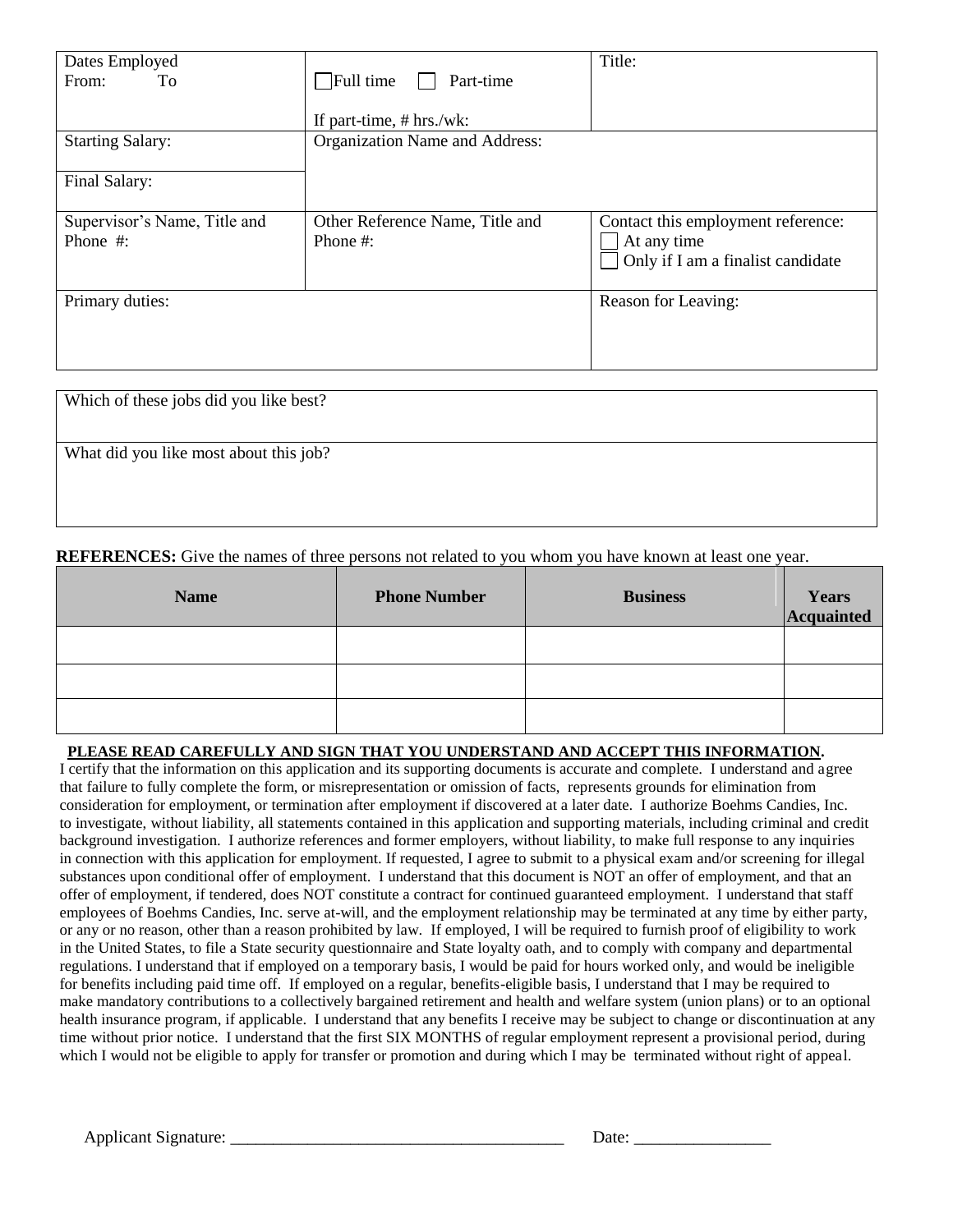| Dates Employed<br>From: To | ☐ Full time ☐ Part-time<br><br>If part-time, # hrs./wk: | Title: |
|---|---|---|
| Starting Salary:<br><br>Final Salary: | Organization Name and Address: | |
| Supervisor's Name, Title and Phone #: | Other Reference Name, Title and Phone #: | Contact this employment reference:<br>☐ At any time<br>☐ Only if I am a finalist candidate |
| Primary duties: | | Reason for Leaving: |

| Which of these jobs did you like best? |
|---|
| What did you like most about this job? |

**REFERENCES:** Give the names of three persons not related to you whom you have known at least one year.

| Name | Phone Number | Business | Years Acquainted |
|---|---|---|---|
| | | | |
| | | | |
| | | | |

**PLEASE READ CAREFULLY AND SIGN THAT YOU UNDERSTAND AND ACCEPT THIS INFORMATION.**

I certify that the information on this application and its supporting documents is accurate and complete. I understand and agree that failure to fully complete the form, or misrepresentation or omission of facts, represents grounds for elimination from consideration for employment, or termination after employment if discovered at a later date. I authorize Boehms Candies, Inc. to investigate, without liability, all statements contained in this application and supporting materials, including criminal and credit background investigation. I authorize references and former employers, without liability, to make full response to any inquiries in connection with this application for employment. If requested, I agree to submit to a physical exam and/or screening for illegal substances upon conditional offer of employment. I understand that this document is NOT an offer of employment, and that an offer of employment, if tendered, does NOT constitute a contract for continued guaranteed employment. I understand that staff employees of Boehms Candies, Inc. serve at-will, and the employment relationship may be terminated at any time by either party, or any or no reason, other than a reason prohibited by law. If employed, I will be required to furnish proof of eligibility to work in the United States, to file a State security questionnaire and State loyalty oath, and to comply with company and departmental regulations. I understand that if employed on a temporary basis, I would be paid for hours worked only, and would be ineligible for benefits including paid time off. If employed on a regular, benefits-eligible basis, I understand that I may be required to make mandatory contributions to a collectively bargained retirement and health and welfare system (union plans) or to an optional health insurance program, if applicable. I understand that any benefits I receive may be subject to change or discontinuation at any time without prior notice. I understand that the first SIX MONTHS of regular employment represent a provisional period, during which I would not be eligible to apply for transfer or promotion and during which I may be terminated without right of appeal.

Applicant Signature: _______________________________________ Date: ________________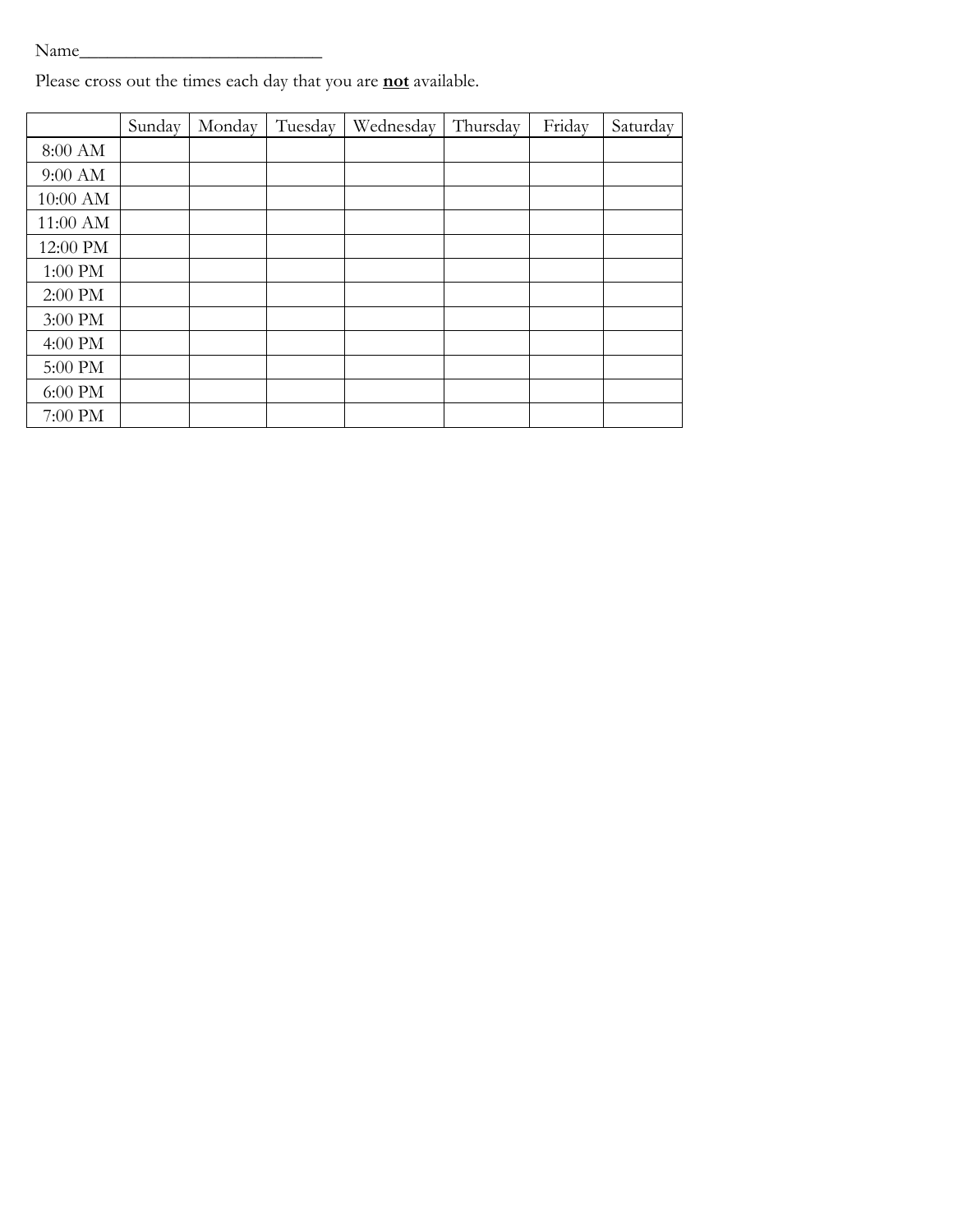Name____________________________

Please cross out the times each day that you are **not** available.

| | Sunday | Monday | Tuesday | Wednesday | Thursday | Friday | Saturday |
|---|---|---|---|---|---|---|---|
| 8:00 AM | | | | | | | |
| 9:00 AM | | | | | | | |
| 10:00 AM | | | | | | | |
| 11:00 AM | | | | | | | |
| 12:00 PM | | | | | | | |
| 1:00 PM | | | | | | | |
| 2:00 PM | | | | | | | |
| 3:00 PM | | | | | | | |
| 4:00 PM | | | | | | | |
| 5:00 PM | | | | | | | |
| 6:00 PM | | | | | | | |
| 7:00 PM | | | | | | | |